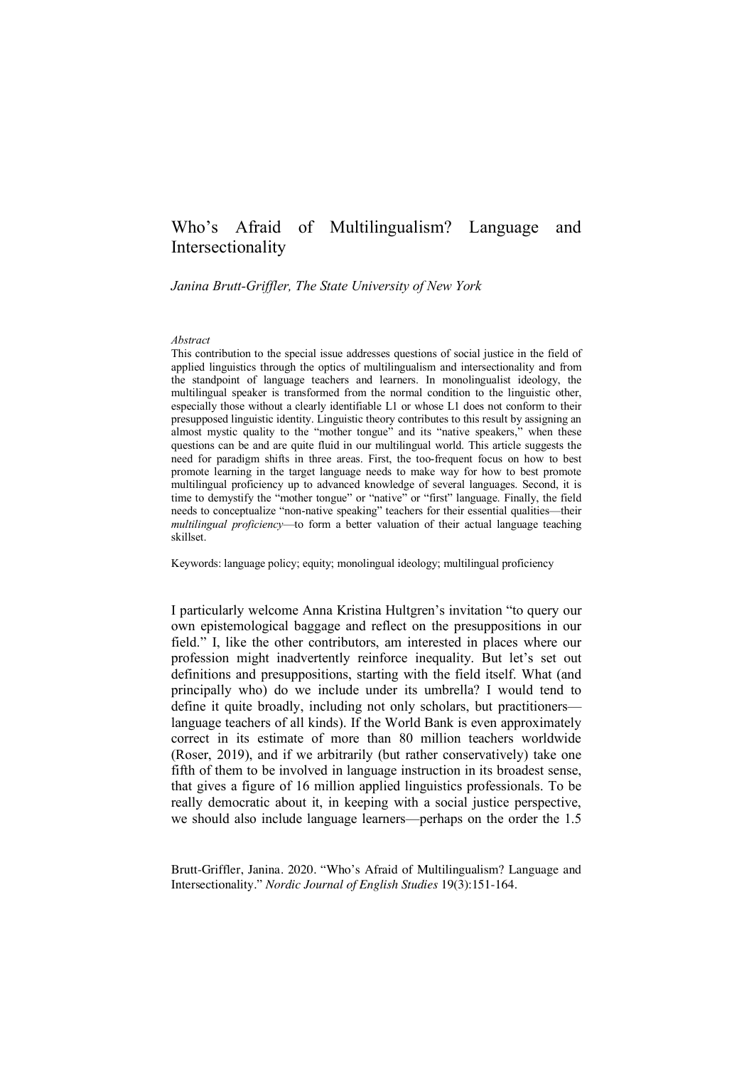# Who's Afraid of Multilingualism? Language and Intersectionality

*Janina Brutt-Griffler, The State University of New York*

*Abstract*

This contribution to the special issue addresses questions of social justice in the field of applied linguistics through the optics of multilingualism and intersectionality and from the standpoint of language teachers and learners. In monolingualist ideology, the multilingual speaker is transformed from the normal condition to the linguistic other, especially those without a clearly identifiable L1 or whose L1 does not conform to their presupposed linguistic identity. Linguistic theory contributes to this result by assigning an almost mystic quality to the "mother tongue" and its "native speakers," when these questions can be and are quite fluid in our multilingual world. This article suggests the need for paradigm shifts in three areas. First, the too-frequent focus on how to best promote learning in the target language needs to make way for how to best promote multilingual proficiency up to advanced knowledge of several languages. Second, it is time to demystify the "mother tongue" or "native" or "first" language. Finally, the field needs to conceptualize "non-native speaking" teachers for their essential qualities—their *multilingual proficiency*—to form a better valuation of their actual language teaching skillset.

Keywords: language policy; equity; monolingual ideology; multilingual proficiency

I particularly welcome Anna Kristina Hultgren's invitation "to query our own epistemological baggage and reflect on the presuppositions in our field." I, like the other contributors, am interested in places where our profession might inadvertently reinforce inequality. But let's set out definitions and presuppositions, starting with the field itself. What (and principally who) do we include under its umbrella? I would tend to define it quite broadly, including not only scholars, but practitioners—language teachers of all kinds). If the World Bank is even approximately correct in its estimate of more than 80 million teachers worldwide (Roser, 2019), and if we arbitrarily (but rather conservatively) take one fifth of them to be involved in language instruction in its broadest sense, that gives a figure of 16 million applied linguistics professionals. To be really democratic about it, in keeping with a social justice perspective, we should also include language learners—perhaps on the order the 1.5

Brutt-Griffler, Janina. 2020. "Who's Afraid of Multilingualism? Language and Intersectionality." *Nordic Journal of English Studies* 19(3):151-164.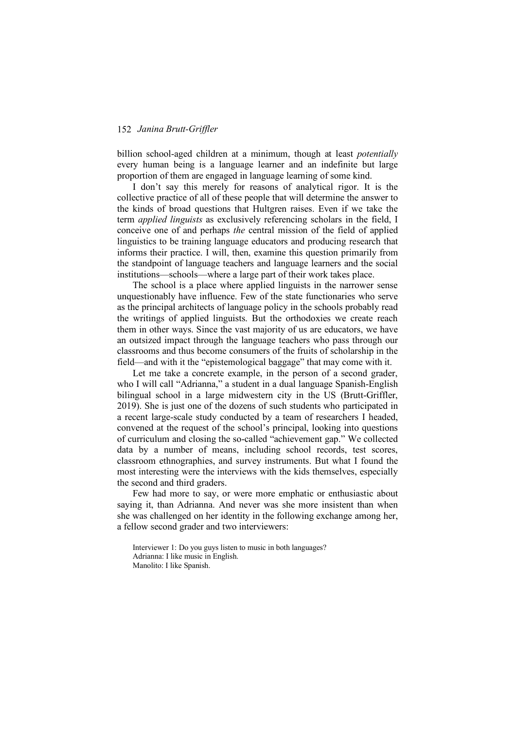billion school-aged children at a minimum, though at least *potentially* every human being is a language learner and an indefinite but large proportion of them are engaged in language learning of some kind.

I don't say this merely for reasons of analytical rigor. It is the collective practice of all of these people that will determine the answer to the kinds of broad questions that Hultgren raises. Even if we take the term *applied linguists* as exclusively referencing scholars in the field, I conceive one of and perhaps *the* central mission of the field of applied linguistics to be training language educators and producing research that informs their practice. I will, then, examine this question primarily from the standpoint of language teachers and language learners and the social institutions—schools—where a large part of their work takes place.

The school is a place where applied linguists in the narrower sense unquestionably have influence. Few of the state functionaries who serve as the principal architects of language policy in the schools probably read the writings of applied linguists. But the orthodoxies we create reach them in other ways. Since the vast majority of us are educators, we have an outsized impact through the language teachers who pass through our classrooms and thus become consumers of the fruits of scholarship in the field—and with it the "epistemological baggage" that may come with it.

Let me take a concrete example, in the person of a second grader, who I will call "Adrianna," a student in a dual language Spanish-English bilingual school in a large midwestern city in the US (Brutt-Griffler, 2019). She is just one of the dozens of such students who participated in a recent large-scale study conducted by a team of researchers I headed, convened at the request of the school's principal, looking into questions of curriculum and closing the so-called "achievement gap." We collected data by a number of means, including school records, test scores, classroom ethnographies, and survey instruments. But what I found the most interesting were the interviews with the kids themselves, especially the second and third graders.

Few had more to say, or were more emphatic or enthusiastic about saying it, than Adrianna. And never was she more insistent than when she was challenged on her identity in the following exchange among her, a fellow second grader and two interviewers:

> Interviewer 1: Do you guys listen to music in both languages?
> Adrianna: I like music in English.
> Manolito: I like Spanish.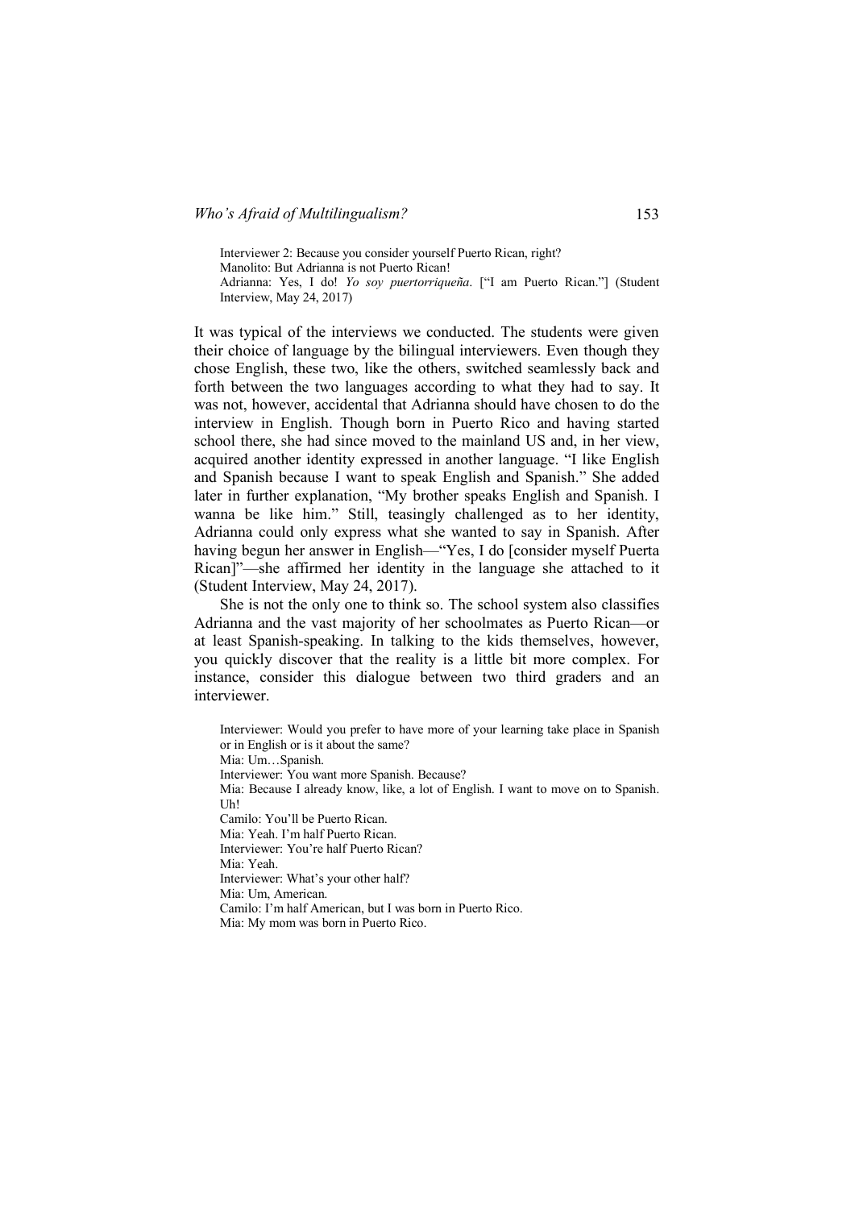Interviewer 2: Because you consider yourself Puerto Rican, right?
Manolito: But Adrianna is not Puerto Rican!
Adrianna: Yes, I do! *Yo soy puertorriqueña*. ["I am Puerto Rican."] (Student Interview, May 24, 2017)

It was typical of the interviews we conducted. The students were given their choice of language by the bilingual interviewers. Even though they chose English, these two, like the others, switched seamlessly back and forth between the two languages according to what they had to say. It was not, however, accidental that Adrianna should have chosen to do the interview in English. Though born in Puerto Rico and having started school there, she had since moved to the mainland US and, in her view, acquired another identity expressed in another language. "I like English and Spanish because I want to speak English and Spanish." She added later in further explanation, "My brother speaks English and Spanish. I wanna be like him." Still, teasingly challenged as to her identity, Adrianna could only express what she wanted to say in Spanish. After having begun her answer in English—"Yes, I do [consider myself Puerta Rican]"—she affirmed her identity in the language she attached to it (Student Interview, May 24, 2017).

She is not the only one to think so. The school system also classifies Adrianna and the vast majority of her schoolmates as Puerto Rican—or at least Spanish-speaking. In talking to the kids themselves, however, you quickly discover that the reality is a little bit more complex. For instance, consider this dialogue between two third graders and an interviewer.

Interviewer: Would you prefer to have more of your learning take place in Spanish or in English or is it about the same?
Mia: Um…Spanish.
Interviewer: You want more Spanish. Because?
Mia: Because I already know, like, a lot of English. I want to move on to Spanish. Uh!
Camilo: You'll be Puerto Rican.
Mia: Yeah. I'm half Puerto Rican.
Interviewer: You're half Puerto Rican?
Mia: Yeah.
Interviewer: What's your other half?
Mia: Um, American.
Camilo: I'm half American, but I was born in Puerto Rico.
Mia: My mom was born in Puerto Rico.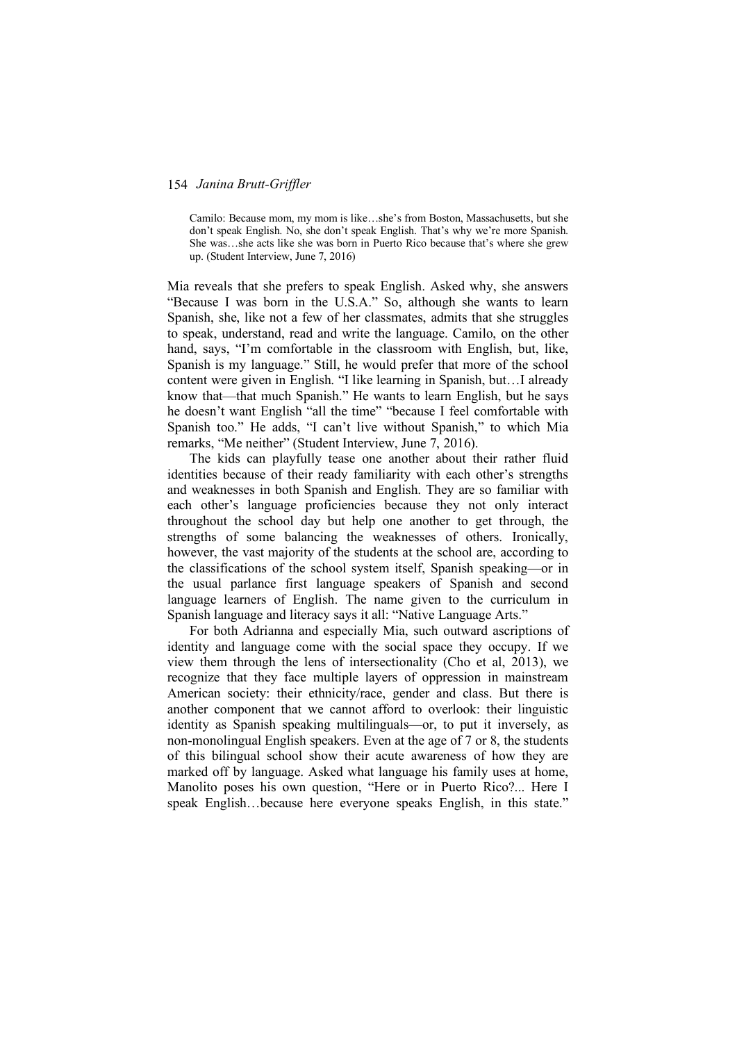> Camilo: Because mom, my mom is like…she's from Boston, Massachusetts, but she don't speak English. No, she don't speak English. That's why we're more Spanish. She was…she acts like she was born in Puerto Rico because that's where she grew up. (Student Interview, June 7, 2016)

Mia reveals that she prefers to speak English. Asked why, she answers "Because I was born in the U.S.A." So, although she wants to learn Spanish, she, like not a few of her classmates, admits that she struggles to speak, understand, read and write the language. Camilo, on the other hand, says, "I'm comfortable in the classroom with English, but, like, Spanish is my language." Still, he would prefer that more of the school content were given in English. "I like learning in Spanish, but…I already know that—that much Spanish." He wants to learn English, but he says he doesn't want English "all the time" "because I feel comfortable with Spanish too." He adds, "I can't live without Spanish," to which Mia remarks, "Me neither" (Student Interview, June 7, 2016).

The kids can playfully tease one another about their rather fluid identities because of their ready familiarity with each other's strengths and weaknesses in both Spanish and English. They are so familiar with each other's language proficiencies because they not only interact throughout the school day but help one another to get through, the strengths of some balancing the weaknesses of others. Ironically, however, the vast majority of the students at the school are, according to the classifications of the school system itself, Spanish speaking—or in the usual parlance first language speakers of Spanish and second language learners of English. The name given to the curriculum in Spanish language and literacy says it all: "Native Language Arts."

For both Adrianna and especially Mia, such outward ascriptions of identity and language come with the social space they occupy. If we view them through the lens of intersectionality (Cho et al, 2013), we recognize that they face multiple layers of oppression in mainstream American society: their ethnicity/race, gender and class. But there is another component that we cannot afford to overlook: their linguistic identity as Spanish speaking multilinguals—or, to put it inversely, as non-monolingual English speakers. Even at the age of 7 or 8, the students of this bilingual school show their acute awareness of how they are marked off by language. Asked what language his family uses at home, Manolito poses his own question, "Here or in Puerto Rico?... Here I speak English…because here everyone speaks English, in this state."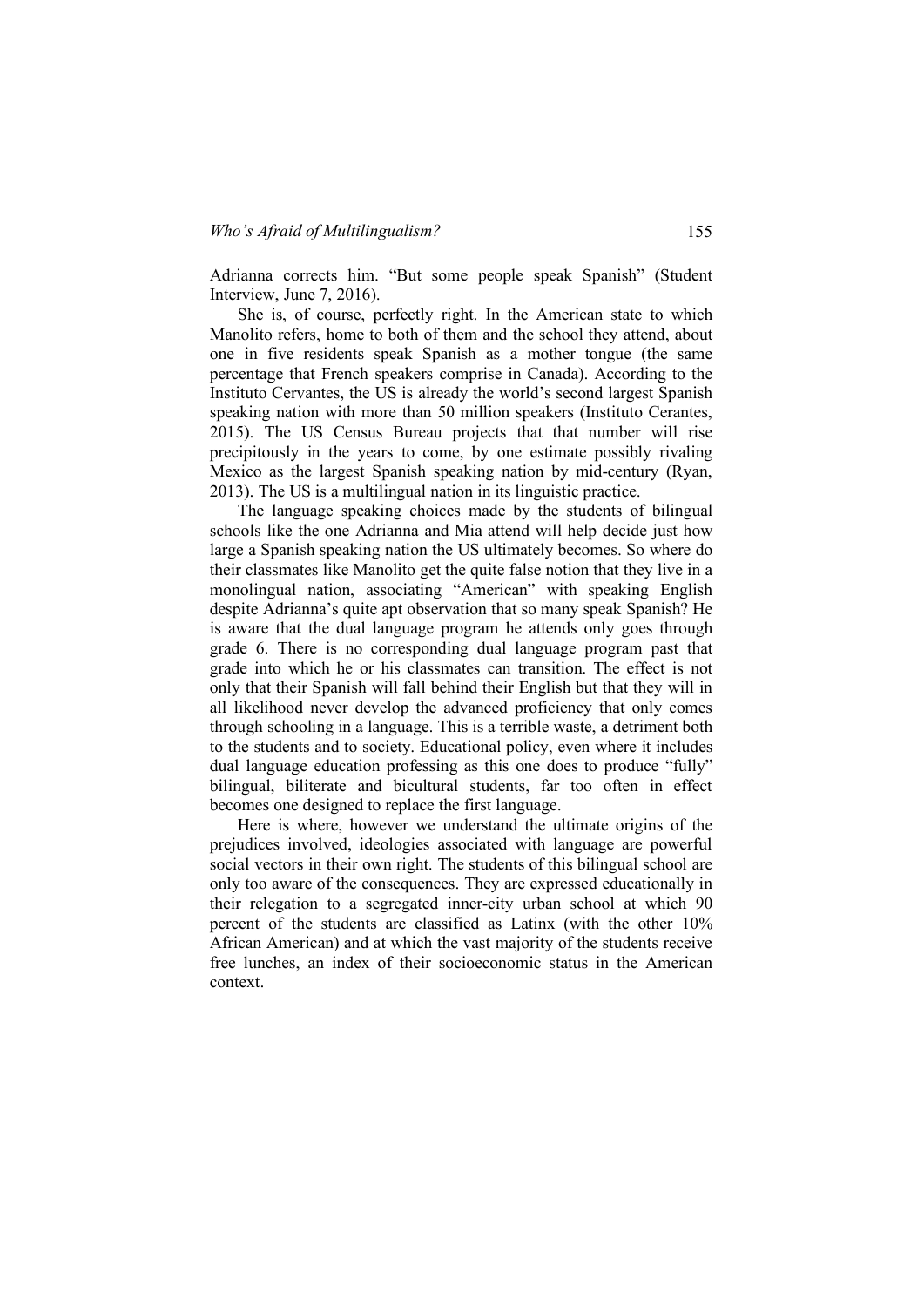Adrianna corrects him. "But some people speak Spanish" (Student Interview, June 7, 2016).

She is, of course, perfectly right. In the American state to which Manolito refers, home to both of them and the school they attend, about one in five residents speak Spanish as a mother tongue (the same percentage that French speakers comprise in Canada). According to the Instituto Cervantes, the US is already the world's second largest Spanish speaking nation with more than 50 million speakers (Instituto Cerantes, 2015). The US Census Bureau projects that that number will rise precipitously in the years to come, by one estimate possibly rivaling Mexico as the largest Spanish speaking nation by mid-century (Ryan, 2013). The US is a multilingual nation in its linguistic practice.

The language speaking choices made by the students of bilingual schools like the one Adrianna and Mia attend will help decide just how large a Spanish speaking nation the US ultimately becomes. So where do their classmates like Manolito get the quite false notion that they live in a monolingual nation, associating "American" with speaking English despite Adrianna's quite apt observation that so many speak Spanish? He is aware that the dual language program he attends only goes through grade 6. There is no corresponding dual language program past that grade into which he or his classmates can transition. The effect is not only that their Spanish will fall behind their English but that they will in all likelihood never develop the advanced proficiency that only comes through schooling in a language. This is a terrible waste, a detriment both to the students and to society. Educational policy, even where it includes dual language education professing as this one does to produce "fully" bilingual, biliterate and bicultural students, far too often in effect becomes one designed to replace the first language.

Here is where, however we understand the ultimate origins of the prejudices involved, ideologies associated with language are powerful social vectors in their own right. The students of this bilingual school are only too aware of the consequences. They are expressed educationally in their relegation to a segregated inner-city urban school at which 90 percent of the students are classified as Latinx (with the other 10% African American) and at which the vast majority of the students receive free lunches, an index of their socioeconomic status in the American context.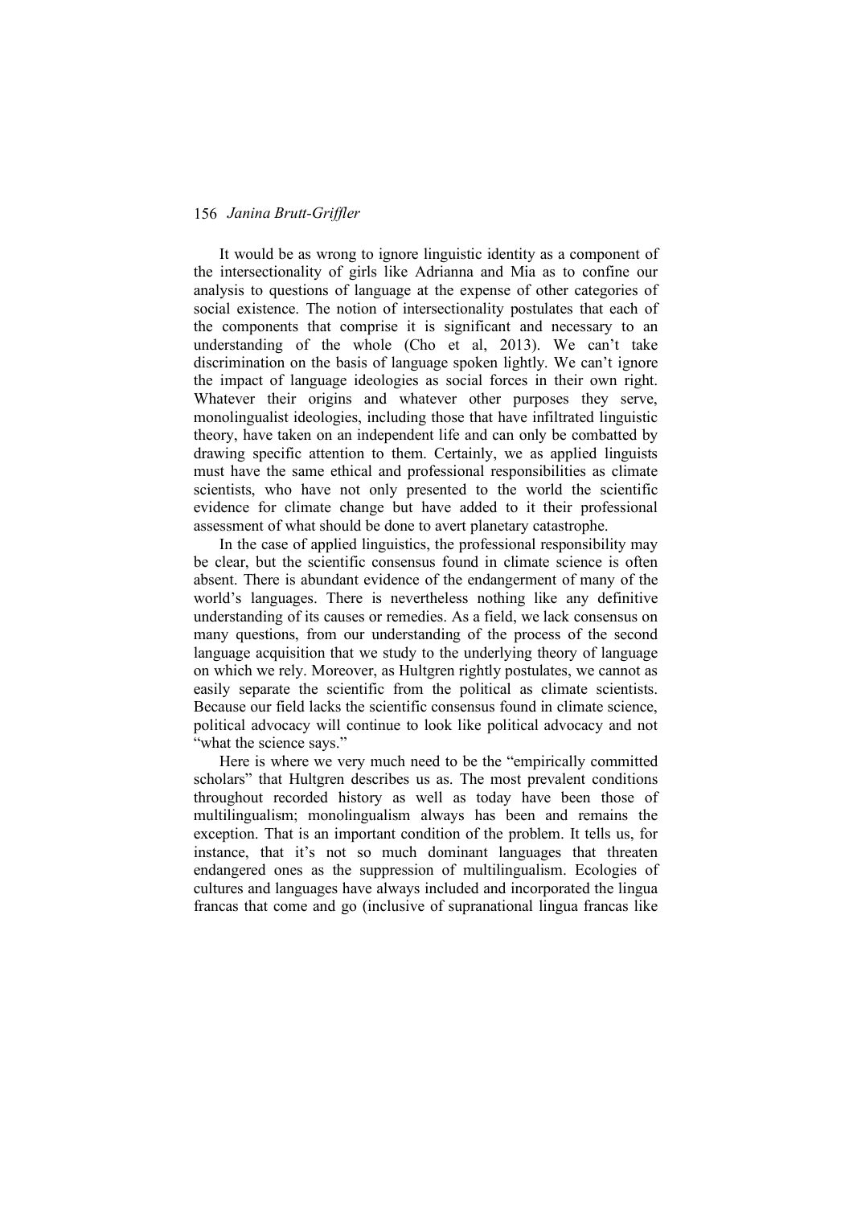It would be as wrong to ignore linguistic identity as a component of the intersectionality of girls like Adrianna and Mia as to confine our analysis to questions of language at the expense of other categories of social existence. The notion of intersectionality postulates that each of the components that comprise it is significant and necessary to an understanding of the whole (Cho et al, 2013). We can't take discrimination on the basis of language spoken lightly. We can't ignore the impact of language ideologies as social forces in their own right. Whatever their origins and whatever other purposes they serve, monolingualist ideologies, including those that have infiltrated linguistic theory, have taken on an independent life and can only be combatted by drawing specific attention to them. Certainly, we as applied linguists must have the same ethical and professional responsibilities as climate scientists, who have not only presented to the world the scientific evidence for climate change but have added to it their professional assessment of what should be done to avert planetary catastrophe.

In the case of applied linguistics, the professional responsibility may be clear, but the scientific consensus found in climate science is often absent. There is abundant evidence of the endangerment of many of the world's languages. There is nevertheless nothing like any definitive understanding of its causes or remedies. As a field, we lack consensus on many questions, from our understanding of the process of the second language acquisition that we study to the underlying theory of language on which we rely. Moreover, as Hultgren rightly postulates, we cannot as easily separate the scientific from the political as climate scientists. Because our field lacks the scientific consensus found in climate science, political advocacy will continue to look like political advocacy and not "what the science says."

Here is where we very much need to be the "empirically committed scholars" that Hultgren describes us as. The most prevalent conditions throughout recorded history as well as today have been those of multilingualism; monolingualism always has been and remains the exception. That is an important condition of the problem. It tells us, for instance, that it's not so much dominant languages that threaten endangered ones as the suppression of multilingualism. Ecologies of cultures and languages have always included and incorporated the lingua francas that come and go (inclusive of supranational lingua francas like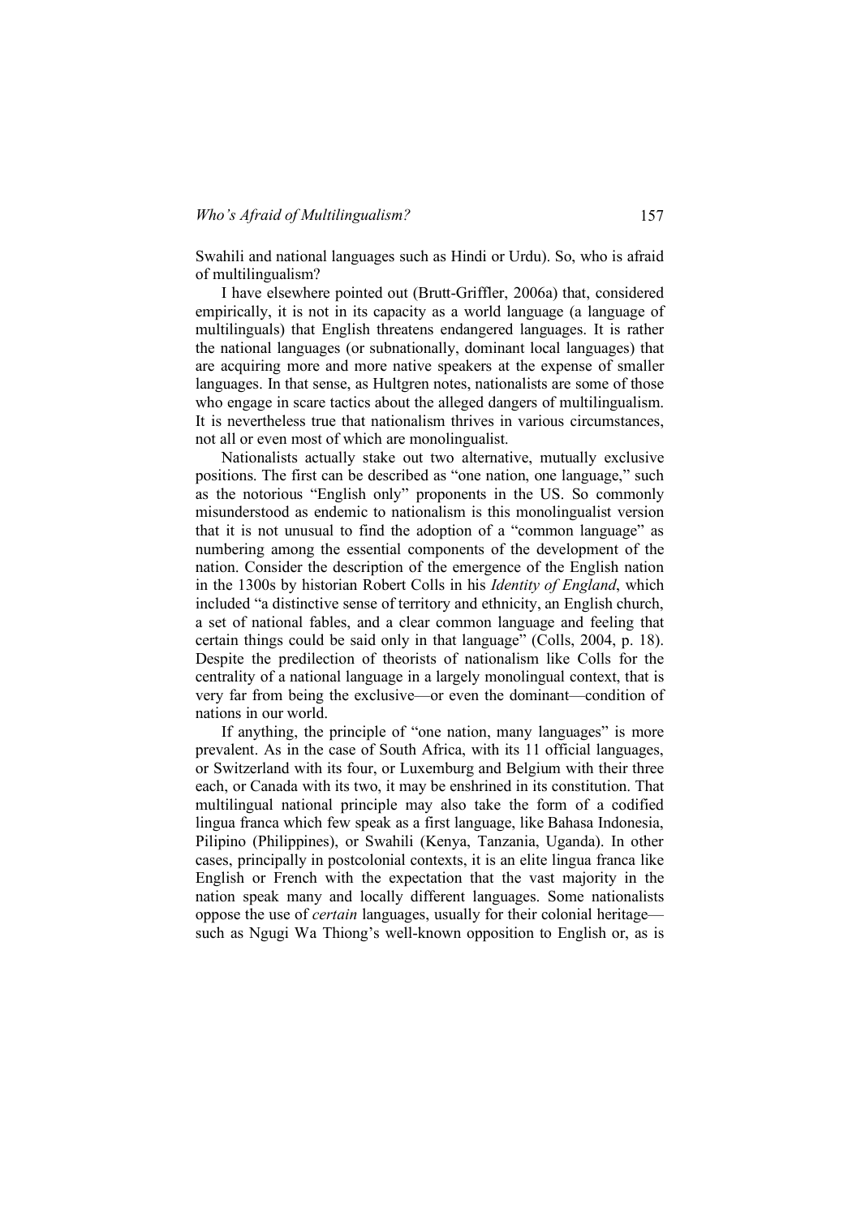Swahili and national languages such as Hindi or Urdu). So, who is afraid of multilingualism?

I have elsewhere pointed out (Brutt-Griffler, 2006a) that, considered empirically, it is not in its capacity as a world language (a language of multilinguals) that English threatens endangered languages. It is rather the national languages (or subnationally, dominant local languages) that are acquiring more and more native speakers at the expense of smaller languages. In that sense, as Hultgren notes, nationalists are some of those who engage in scare tactics about the alleged dangers of multilingualism. It is nevertheless true that nationalism thrives in various circumstances, not all or even most of which are monolingualist.

Nationalists actually stake out two alternative, mutually exclusive positions. The first can be described as "one nation, one language," such as the notorious "English only" proponents in the US. So commonly misunderstood as endemic to nationalism is this monolingualist version that it is not unusual to find the adoption of a "common language" as numbering among the essential components of the development of the nation. Consider the description of the emergence of the English nation in the 1300s by historian Robert Colls in his *Identity of England*, which included "a distinctive sense of territory and ethnicity, an English church, a set of national fables, and a clear common language and feeling that certain things could be said only in that language" (Colls, 2004, p. 18). Despite the predilection of theorists of nationalism like Colls for the centrality of a national language in a largely monolingual context, that is very far from being the exclusive—or even the dominant—condition of nations in our world.

If anything, the principle of "one nation, many languages" is more prevalent. As in the case of South Africa, with its 11 official languages, or Switzerland with its four, or Luxemburg and Belgium with their three each, or Canada with its two, it may be enshrined in its constitution. That multilingual national principle may also take the form of a codified lingua franca which few speak as a first language, like Bahasa Indonesia, Pilipino (Philippines), or Swahili (Kenya, Tanzania, Uganda). In other cases, principally in postcolonial contexts, it is an elite lingua franca like English or French with the expectation that the vast majority in the nation speak many and locally different languages. Some nationalists oppose the use of *certain* languages, usually for their colonial heritage—such as Ngugi Wa Thiong's well-known opposition to English or, as is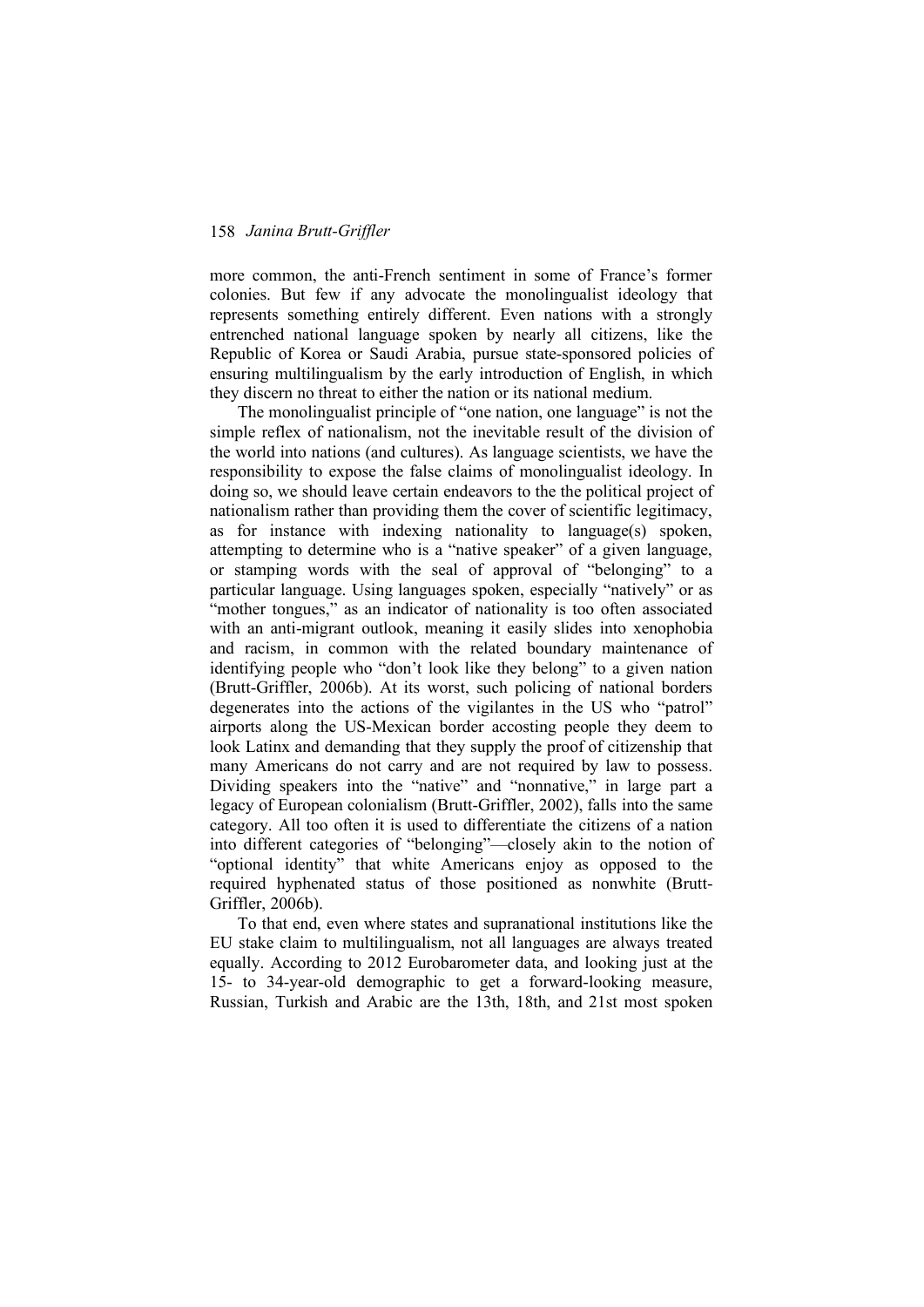more common, the anti-French sentiment in some of France's former colonies. But few if any advocate the monolingualist ideology that represents something entirely different. Even nations with a strongly entrenched national language spoken by nearly all citizens, like the Republic of Korea or Saudi Arabia, pursue state-sponsored policies of ensuring multilingualism by the early introduction of English, in which they discern no threat to either the nation or its national medium.

The monolingualist principle of "one nation, one language" is not the simple reflex of nationalism, not the inevitable result of the division of the world into nations (and cultures). As language scientists, we have the responsibility to expose the false claims of monolingualist ideology. In doing so, we should leave certain endeavors to the the political project of nationalism rather than providing them the cover of scientific legitimacy, as for instance with indexing nationality to language(s) spoken, attempting to determine who is a "native speaker" of a given language, or stamping words with the seal of approval of "belonging" to a particular language. Using languages spoken, especially "natively" or as "mother tongues," as an indicator of nationality is too often associated with an anti-migrant outlook, meaning it easily slides into xenophobia and racism, in common with the related boundary maintenance of identifying people who "don't look like they belong" to a given nation (Brutt-Griffler, 2006b). At its worst, such policing of national borders degenerates into the actions of the vigilantes in the US who "patrol" airports along the US-Mexican border accosting people they deem to look Latinx and demanding that they supply the proof of citizenship that many Americans do not carry and are not required by law to possess. Dividing speakers into the "native" and "nonnative," in large part a legacy of European colonialism (Brutt-Griffler, 2002), falls into the same category. All too often it is used to differentiate the citizens of a nation into different categories of "belonging"—closely akin to the notion of "optional identity" that white Americans enjoy as opposed to the required hyphenated status of those positioned as nonwhite (Brutt-Griffler, 2006b).

To that end, even where states and supranational institutions like the EU stake claim to multilingualism, not all languages are always treated equally. According to 2012 Eurobarometer data, and looking just at the 15- to 34-year-old demographic to get a forward-looking measure, Russian, Turkish and Arabic are the 13th, 18th, and 21st most spoken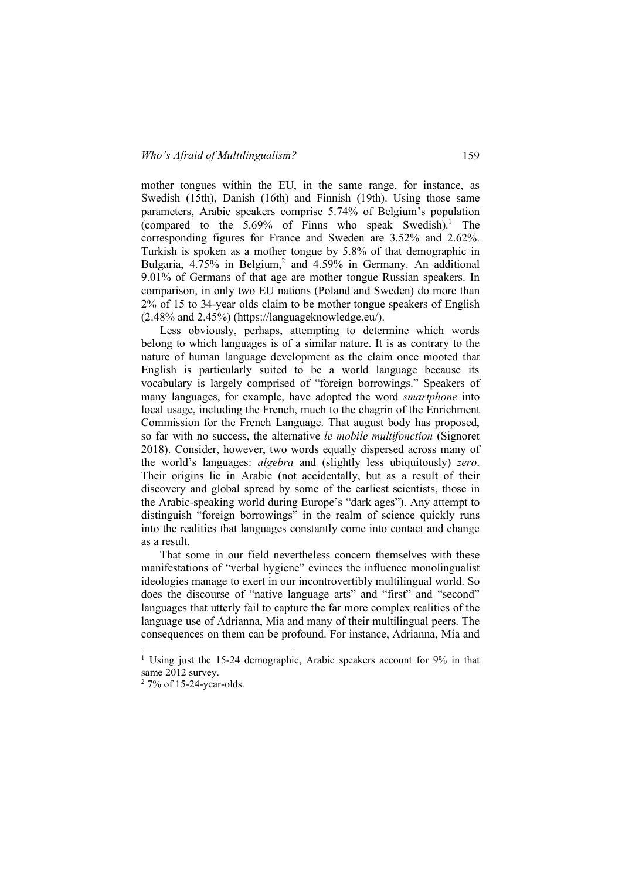mother tongues within the EU, in the same range, for instance, as Swedish (15th), Danish (16th) and Finnish (19th). Using those same parameters, Arabic speakers comprise 5.74% of Belgium's population (compared to the 5.69% of Finns who speak Swedish).[1] The corresponding figures for France and Sweden are 3.52% and 2.62%. Turkish is spoken as a mother tongue by 5.8% of that demographic in Bulgaria, 4.75% in Belgium,[2] and 4.59% in Germany. An additional 9.01% of Germans of that age are mother tongue Russian speakers. In comparison, in only two EU nations (Poland and Sweden) do more than 2% of 15 to 34-year olds claim to be mother tongue speakers of English (2.48% and 2.45%) (https://languageknowledge.eu/).

Less obviously, perhaps, attempting to determine which words belong to which languages is of a similar nature. It is as contrary to the nature of human language development as the claim once mooted that English is particularly suited to be a world language because its vocabulary is largely comprised of "foreign borrowings." Speakers of many languages, for example, have adopted the word *smartphone* into local usage, including the French, much to the chagrin of the Enrichment Commission for the French Language. That august body has proposed, so far with no success, the alternative *le mobile multifonction* (Signoret 2018). Consider, however, two words equally dispersed across many of the world's languages: *algebra* and (slightly less ubiquitously) *zero*. Their origins lie in Arabic (not accidentally, but as a result of their discovery and global spread by some of the earliest scientists, those in the Arabic-speaking world during Europe's "dark ages"). Any attempt to distinguish "foreign borrowings" in the realm of science quickly runs into the realities that languages constantly come into contact and change as a result.

That some in our field nevertheless concern themselves with these manifestations of "verbal hygiene" evinces the influence monolingualist ideologies manage to exert in our incontrovertibly multilingual world. So does the discourse of "native language arts" and "first" and "second" languages that utterly fail to capture the far more complex realities of the language use of Adrianna, Mia and many of their multilingual peers. The consequences on them can be profound. For instance, Adrianna, Mia and

---

[1] Using just the 15-24 demographic, Arabic speakers account for 9% in that same 2012 survey.

[2] 7% of 15-24-year-olds.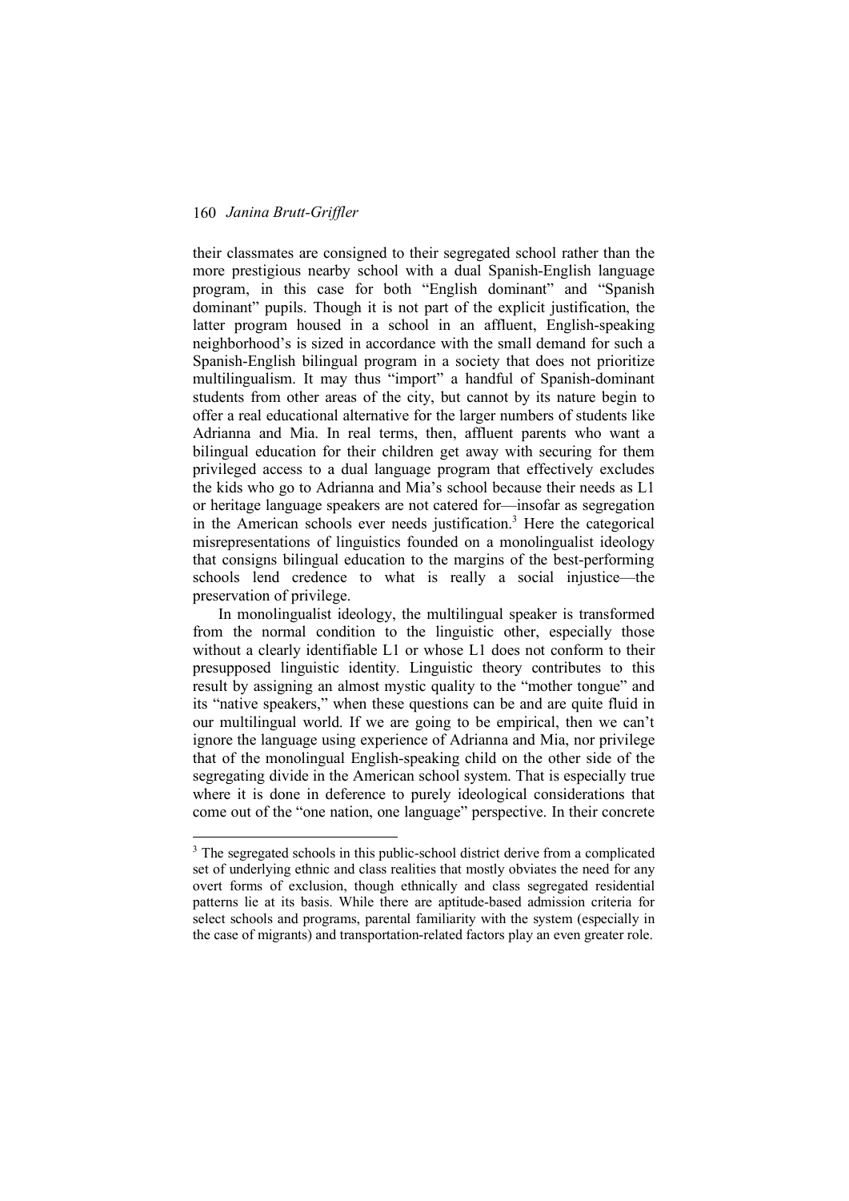their classmates are consigned to their segregated school rather than the more prestigious nearby school with a dual Spanish-English language program, in this case for both "English dominant" and "Spanish dominant" pupils. Though it is not part of the explicit justification, the latter program housed in a school in an affluent, English-speaking neighborhood's is sized in accordance with the small demand for such a Spanish-English bilingual program in a society that does not prioritize multilingualism. It may thus "import" a handful of Spanish-dominant students from other areas of the city, but cannot by its nature begin to offer a real educational alternative for the larger numbers of students like Adrianna and Mia. In real terms, then, affluent parents who want a bilingual education for their children get away with securing for them privileged access to a dual language program that effectively excludes the kids who go to Adrianna and Mia's school because their needs as L1 or heritage language speakers are not catered for—insofar as segregation in the American schools ever needs justification.[3] Here the categorical misrepresentations of linguistics founded on a monolingualist ideology that consigns bilingual education to the margins of the best-performing schools lend credence to what is really a social injustice—the preservation of privilege.

In monolingualist ideology, the multilingual speaker is transformed from the normal condition to the linguistic other, especially those without a clearly identifiable L1 or whose L1 does not conform to their presupposed linguistic identity. Linguistic theory contributes to this result by assigning an almost mystic quality to the "mother tongue" and its "native speakers," when these questions can be and are quite fluid in our multilingual world. If we are going to be empirical, then we can't ignore the language using experience of Adrianna and Mia, nor privilege that of the monolingual English-speaking child on the other side of the segregating divide in the American school system. That is especially true where it is done in deference to purely ideological considerations that come out of the "one nation, one language" perspective. In their concrete

---

[3] The segregated schools in this public-school district derive from a complicated set of underlying ethnic and class realities that mostly obviates the need for any overt forms of exclusion, though ethnically and class segregated residential patterns lie at its basis. While there are aptitude-based admission criteria for select schools and programs, parental familiarity with the system (especially in the case of migrants) and transportation-related factors play an even greater role.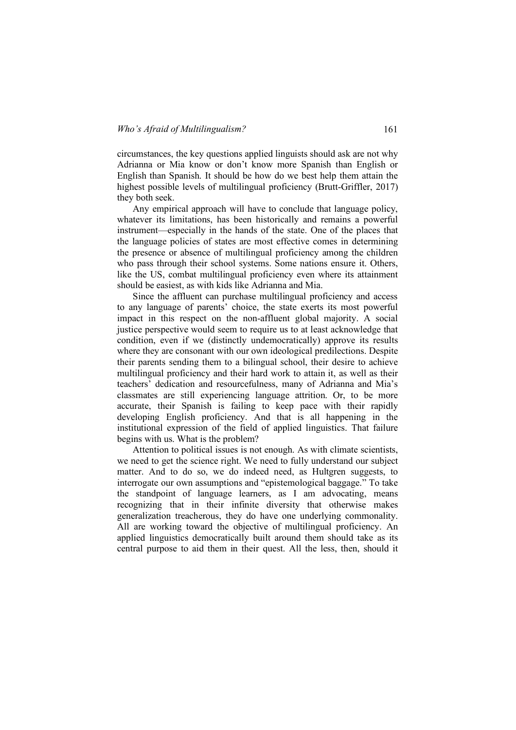circumstances, the key questions applied linguists should ask are not why Adrianna or Mia know or don't know more Spanish than English or English than Spanish. It should be how do we best help them attain the highest possible levels of multilingual proficiency (Brutt-Griffler, 2017) they both seek.

Any empirical approach will have to conclude that language policy, whatever its limitations, has been historically and remains a powerful instrument—especially in the hands of the state. One of the places that the language policies of states are most effective comes in determining the presence or absence of multilingual proficiency among the children who pass through their school systems. Some nations ensure it. Others, like the US, combat multilingual proficiency even where its attainment should be easiest, as with kids like Adrianna and Mia.

Since the affluent can purchase multilingual proficiency and access to any language of parents' choice, the state exerts its most powerful impact in this respect on the non-affluent global majority. A social justice perspective would seem to require us to at least acknowledge that condition, even if we (distinctly undemocratically) approve its results where they are consonant with our own ideological predilections. Despite their parents sending them to a bilingual school, their desire to achieve multilingual proficiency and their hard work to attain it, as well as their teachers' dedication and resourcefulness, many of Adrianna and Mia's classmates are still experiencing language attrition. Or, to be more accurate, their Spanish is failing to keep pace with their rapidly developing English proficiency. And that is all happening in the institutional expression of the field of applied linguistics. That failure begins with us. What is the problem?

Attention to political issues is not enough. As with climate scientists, we need to get the science right. We need to fully understand our subject matter. And to do so, we do indeed need, as Hultgren suggests, to interrogate our own assumptions and "epistemological baggage." To take the standpoint of language learners, as I am advocating, means recognizing that in their infinite diversity that otherwise makes generalization treacherous, they do have one underlying commonality. All are working toward the objective of multilingual proficiency. An applied linguistics democratically built around them should take as its central purpose to aid them in their quest. All the less, then, should it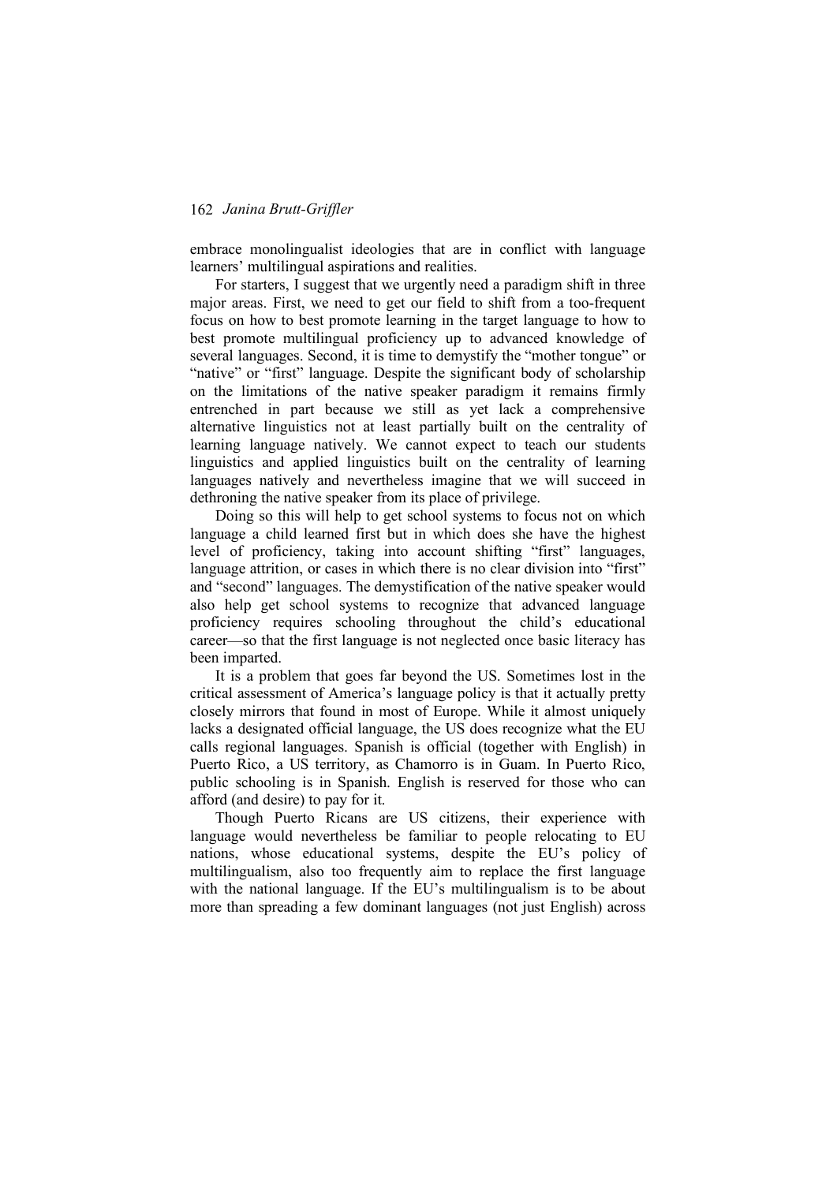embrace monolingualist ideologies that are in conflict with language learners' multilingual aspirations and realities.

For starters, I suggest that we urgently need a paradigm shift in three major areas. First, we need to get our field to shift from a too-frequent focus on how to best promote learning in the target language to how to best promote multilingual proficiency up to advanced knowledge of several languages. Second, it is time to demystify the "mother tongue" or "native" or "first" language. Despite the significant body of scholarship on the limitations of the native speaker paradigm it remains firmly entrenched in part because we still as yet lack a comprehensive alternative linguistics not at least partially built on the centrality of learning language natively. We cannot expect to teach our students linguistics and applied linguistics built on the centrality of learning languages natively and nevertheless imagine that we will succeed in dethroning the native speaker from its place of privilege.

Doing so this will help to get school systems to focus not on which language a child learned first but in which does she have the highest level of proficiency, taking into account shifting "first" languages, language attrition, or cases in which there is no clear division into "first" and "second" languages. The demystification of the native speaker would also help get school systems to recognize that advanced language proficiency requires schooling throughout the child's educational career—so that the first language is not neglected once basic literacy has been imparted.

It is a problem that goes far beyond the US. Sometimes lost in the critical assessment of America's language policy is that it actually pretty closely mirrors that found in most of Europe. While it almost uniquely lacks a designated official language, the US does recognize what the EU calls regional languages. Spanish is official (together with English) in Puerto Rico, a US territory, as Chamorro is in Guam. In Puerto Rico, public schooling is in Spanish. English is reserved for those who can afford (and desire) to pay for it.

Though Puerto Ricans are US citizens, their experience with language would nevertheless be familiar to people relocating to EU nations, whose educational systems, despite the EU's policy of multilingualism, also too frequently aim to replace the first language with the national language. If the EU's multilingualism is to be about more than spreading a few dominant languages (not just English) across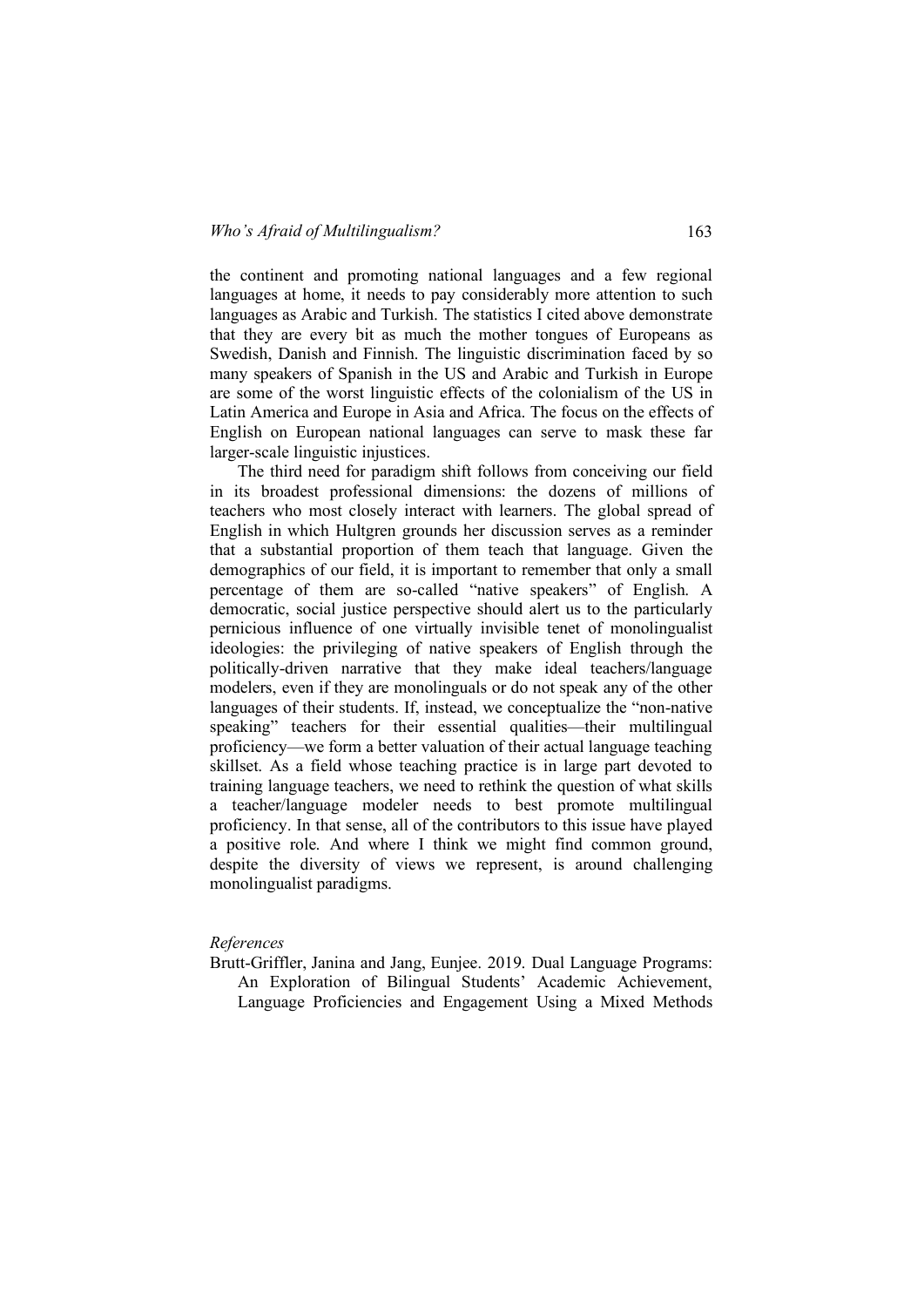the continent and promoting national languages and a few regional languages at home, it needs to pay considerably more attention to such languages as Arabic and Turkish. The statistics I cited above demonstrate that they are every bit as much the mother tongues of Europeans as Swedish, Danish and Finnish. The linguistic discrimination faced by so many speakers of Spanish in the US and Arabic and Turkish in Europe are some of the worst linguistic effects of the colonialism of the US in Latin America and Europe in Asia and Africa. The focus on the effects of English on European national languages can serve to mask these far larger-scale linguistic injustices.

The third need for paradigm shift follows from conceiving our field in its broadest professional dimensions: the dozens of millions of teachers who most closely interact with learners. The global spread of English in which Hultgren grounds her discussion serves as a reminder that a substantial proportion of them teach that language. Given the demographics of our field, it is important to remember that only a small percentage of them are so-called "native speakers" of English. A democratic, social justice perspective should alert us to the particularly pernicious influence of one virtually invisible tenet of monolingualist ideologies: the privileging of native speakers of English through the politically-driven narrative that they make ideal teachers/language modelers, even if they are monolinguals or do not speak any of the other languages of their students. If, instead, we conceptualize the "non-native speaking" teachers for their essential qualities—their multilingual proficiency—we form a better valuation of their actual language teaching skillset. As a field whose teaching practice is in large part devoted to training language teachers, we need to rethink the question of what skills a teacher/language modeler needs to best promote multilingual proficiency. In that sense, all of the contributors to this issue have played a positive role. And where I think we might find common ground, despite the diversity of views we represent, is around challenging monolingualist paradigms.

*References*

Brutt-Griffler, Janina and Jang, Eunjee. 2019. Dual Language Programs: An Exploration of Bilingual Students' Academic Achievement, Language Proficiencies and Engagement Using a Mixed Methods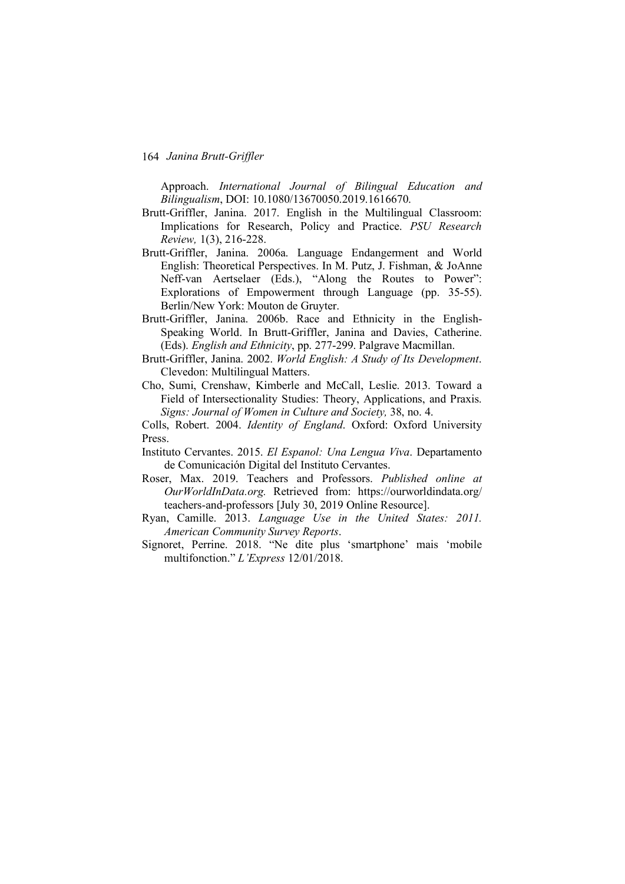Approach. *International Journal of Bilingual Education and Bilingualism*, DOI: 10.1080/13670050.2019.1616670.

Brutt-Griffler, Janina. 2017. English in the Multilingual Classroom: Implications for Research, Policy and Practice. *PSU Research Review,* 1(3), 216-228.

Brutt-Griffler, Janina. 2006a. Language Endangerment and World English: Theoretical Perspectives. In M. Putz, J. Fishman, & JoAnne Neff-van Aertselaer (Eds.), "Along the Routes to Power": Explorations of Empowerment through Language (pp. 35-55). Berlin/New York: Mouton de Gruyter.

Brutt-Griffler, Janina. 2006b. Race and Ethnicity in the English-Speaking World. In Brutt-Griffler, Janina and Davies, Catherine. (Eds). *English and Ethnicity*, pp. 277-299. Palgrave Macmillan.

Brutt-Griffler, Janina. 2002. *World English: A Study of Its Development*. Clevedon: Multilingual Matters.

Cho, Sumi, Crenshaw, Kimberle and McCall, Leslie. 2013. Toward a Field of Intersectionality Studies: Theory, Applications, and Praxis. *Signs: Journal of Women in Culture and Society,* 38, no. 4.

Colls, Robert. 2004. *Identity of England*. Oxford: Oxford University Press.

Instituto Cervantes. 2015. *El Espanol: Una Lengua Viva*. Departamento de Comunicación Digital del Instituto Cervantes.

Roser, Max. 2019. Teachers and Professors. *Published online at OurWorldInData.org.* Retrieved from: https://ourworldindata.org/teachers-and-professors [July 30, 2019 Online Resource].

Ryan, Camille. 2013. *Language Use in the United States: 2011. American Community Survey Reports*.

Signoret, Perrine. 2018. "Ne dite plus 'smartphone' mais 'mobile multifonction." *L'Express* 12/01/2018.